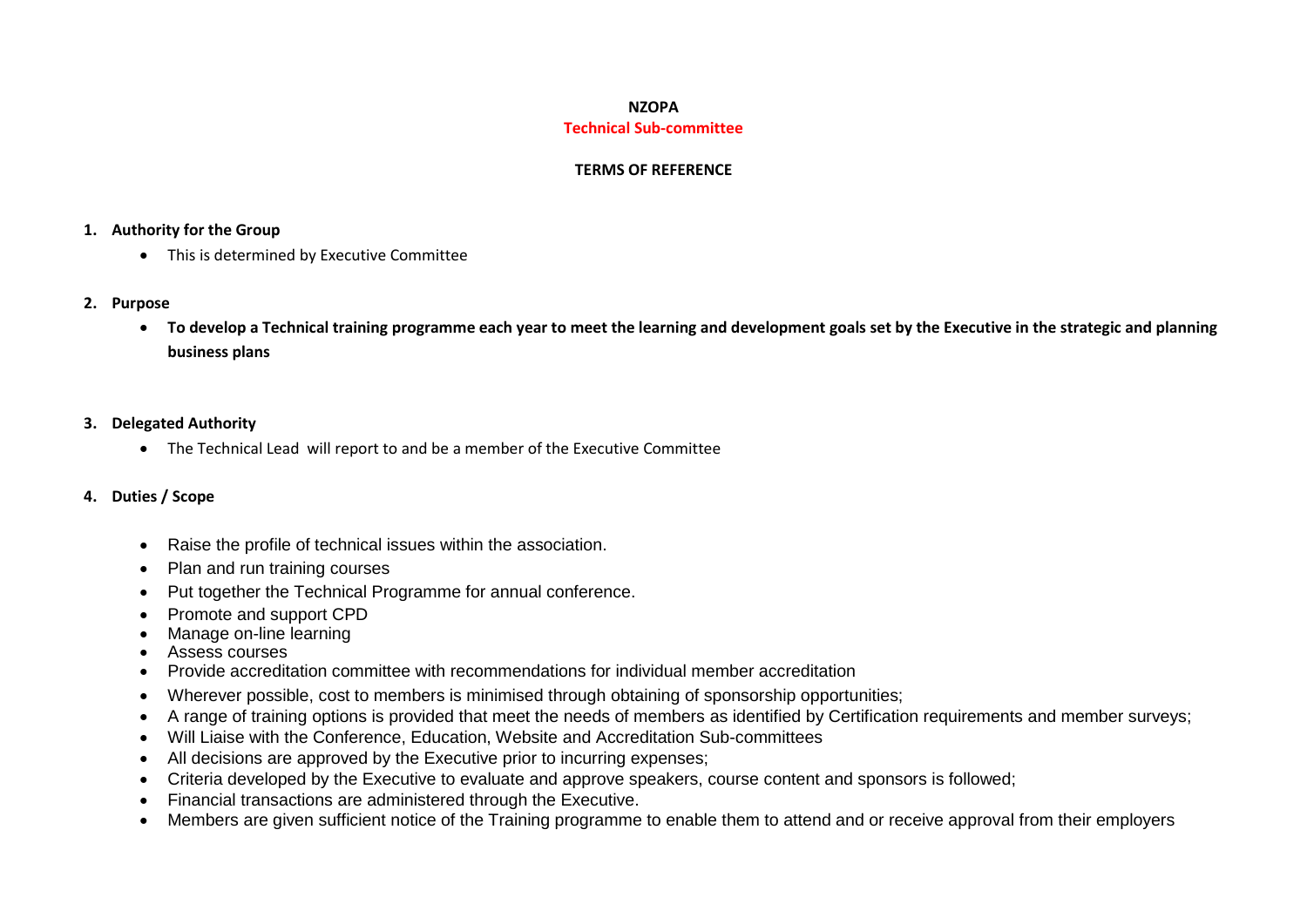**NZOPA**

**Technical Sub-committee**

**TERMS OF REFERENCE**

1. **Authority for the Group**
   - This is determined by Executive Committee

2. **Purpose**
   - **To develop a Technical training programme each year to meet the learning and development goals set by the Executive in the strategic and planning business plans**

3. **Delegated Authority**
   - The Technical Lead will report to and be a member of the Executive Committee

4. **Duties / Scope**
   - Raise the profile of technical issues within the association.
   - Plan and run training courses
   - Put together the Technical Programme for annual conference.
   - Promote and support CPD
   - Manage on-line learning
   - Assess courses
   - Provide accreditation committee with recommendations for individual member accreditation
   - Wherever possible, cost to members is minimised through obtaining of sponsorship opportunities;
   - A range of training options is provided that meet the needs of members as identified by Certification requirements and member surveys;
   - Will Liaise with the Conference, Education, Website and Accreditation Sub-committees
   - All decisions are approved by the Executive prior to incurring expenses;
   - Criteria developed by the Executive to evaluate and approve speakers, course content and sponsors is followed;
   - Financial transactions are administered through the Executive.
   - Members are given sufficient notice of the Training programme to enable them to attend and or receive approval from their employers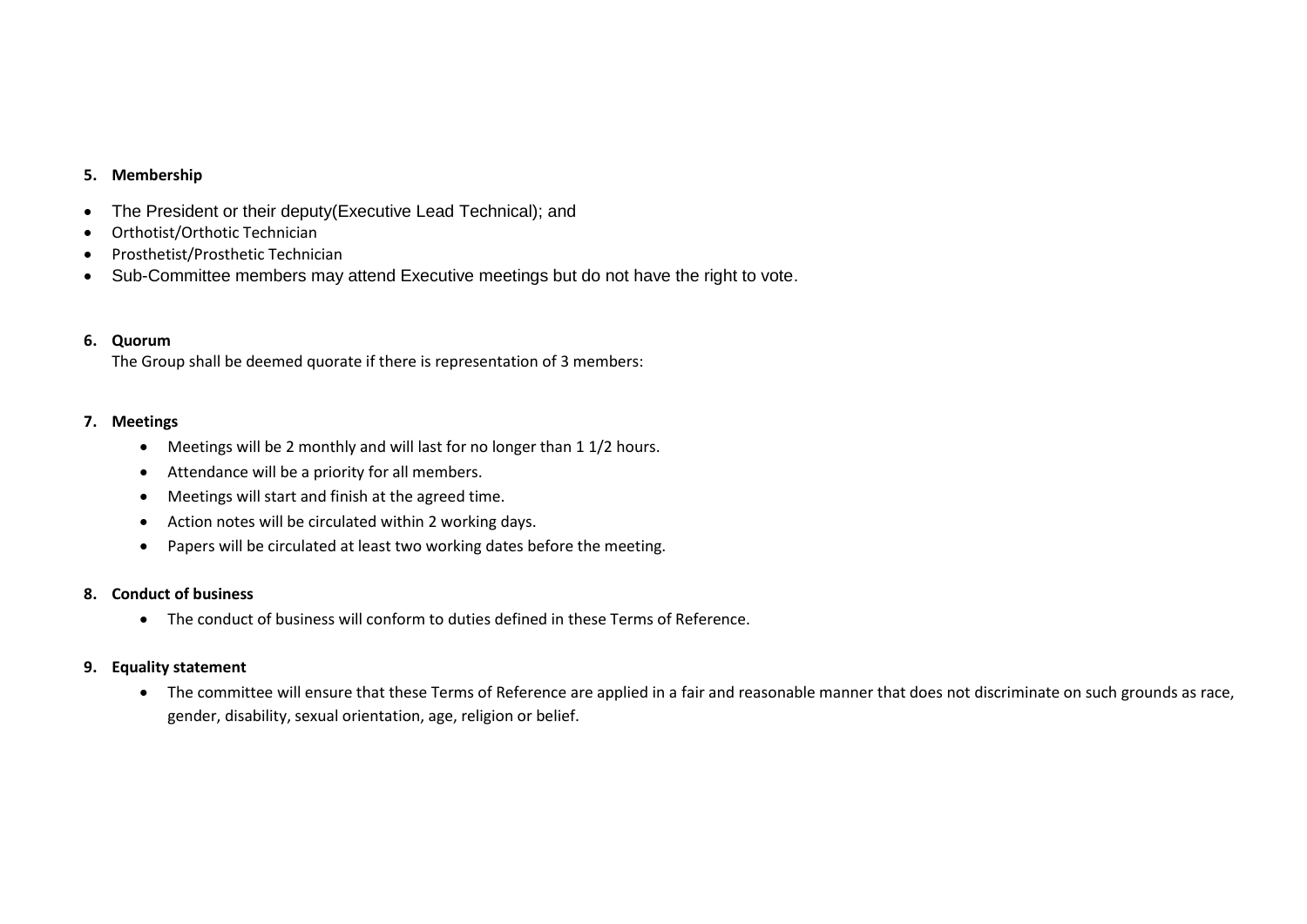**5. Membership**

- The President or their deputy(Executive Lead Technical); and
- Orthotist/Orthotic Technician
- Prosthetist/Prosthetic Technician
- Sub-Committee members may attend Executive meetings but do not have the right to vote.

**6. Quorum**

The Group shall be deemed quorate if there is representation of 3 members:

**7. Meetings**

- Meetings will be 2 monthly and will last for no longer than 1 1/2 hours.
- Attendance will be a priority for all members.
- Meetings will start and finish at the agreed time.
- Action notes will be circulated within 2 working days.
- Papers will be circulated at least two working dates before the meeting.

**8. Conduct of business**

- The conduct of business will conform to duties defined in these Terms of Reference.

**9. Equality statement**

- The committee will ensure that these Terms of Reference are applied in a fair and reasonable manner that does not discriminate on such grounds as race, gender, disability, sexual orientation, age, religion or belief.